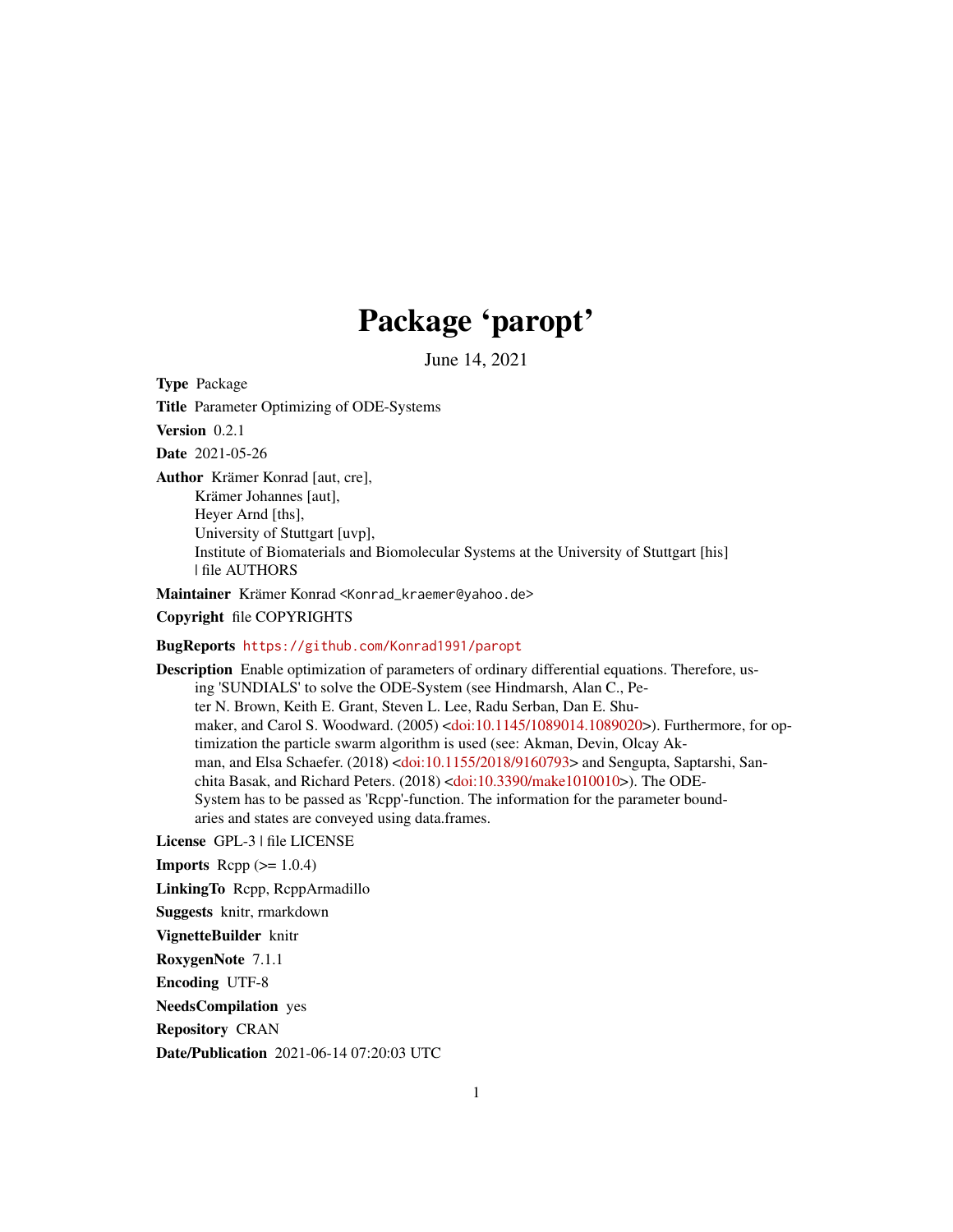# Package 'paropt'

June 14, 2021

**Type** Package

**Title** Parameter Optimizing of ODE-Systems

**Version** 0.2.1

**Date** 2021-05-26

**Author** Krämer Konrad [aut, cre],
Krämer Johannes [aut],
Heyer Arnd [ths],
University of Stuttgart [uvp],
Institute of Biomaterials and Biomolecular Systems at the University of Stuttgart [his]
| file AUTHORS

**Maintainer** Krämer Konrad <Konrad_kraemer@yahoo.de>

**Copyright** file COPYRIGHTS

**BugReports** https://github.com/Konrad1991/paropt

**Description** Enable optimization of parameters of ordinary differential equations. Therefore, using 'SUNDIALS' to solve the ODE-System (see Hindmarsh, Alan C., Peter N. Brown, Keith E. Grant, Steven L. Lee, Radu Serban, Dan E. Shumaker, and Carol S. Woodward. (2005) <doi:10.1145/1089014.1089020>). Furthermore, for optimization the particle swarm algorithm is used (see: Akman, Devin, Olcay Akman, and Elsa Schaefer. (2018) <doi:10.1155/2018/9160793> and Sengupta, Saptarshi, Sanchita Basak, and Richard Peters. (2018) <doi:10.3390/make1010010>). The ODE-System has to be passed as 'Rcpp'-function. The information for the parameter boundaries and states are conveyed using data.frames.

**License** GPL-3 | file LICENSE

**Imports** Rcpp (>= 1.0.4)

**LinkingTo** Rcpp, RcppArmadillo

**Suggests** knitr, rmarkdown

**VignetteBuilder** knitr

**RoxygenNote** 7.1.1

**Encoding** UTF-8

**NeedsCompilation** yes

**Repository** CRAN

**Date/Publication** 2021-06-14 07:20:03 UTC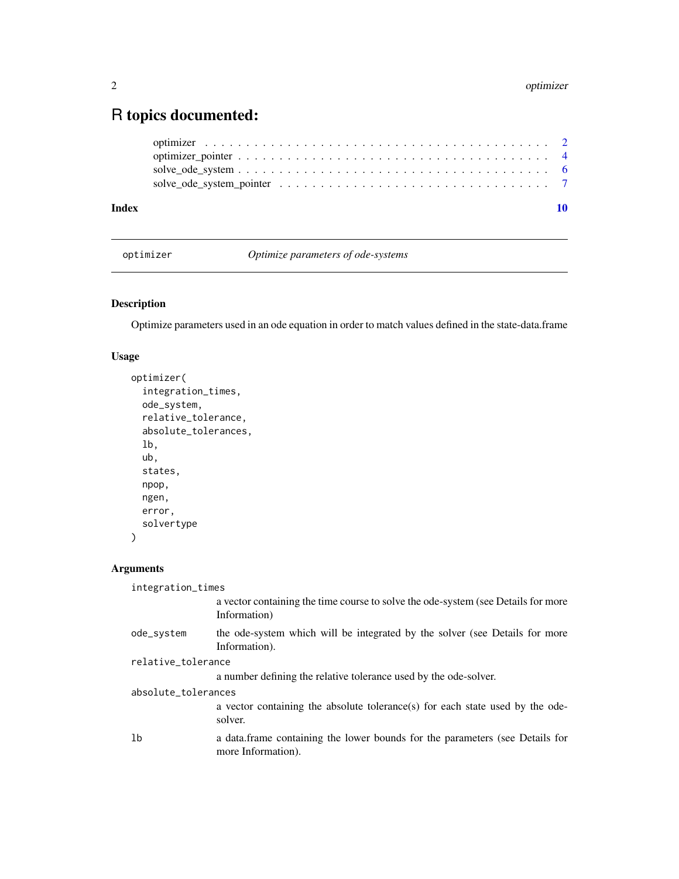# R topics documented:

optimizer . . . . . . . . . . . . . . . . . . . . . . . . . . . . . . . . . . . . . . . . . 2
optimizer_pointer . . . . . . . . . . . . . . . . . . . . . . . . . . . . . . . . . . . . . 4
solve_ode_system . . . . . . . . . . . . . . . . . . . . . . . . . . . . . . . . . . . . . 6
solve_ode_system_pointer . . . . . . . . . . . . . . . . . . . . . . . . . . . . . . . . 7

**Index** **10**

---

## optimizer — *Optimize parameters of ode-systems*

---

### Description

Optimize parameters used in an ode equation in order to match values defined in the state-data.frame

### Usage

```
optimizer(
  integration_times,
  ode_system,
  relative_tolerance,
  absolute_tolerances,
  lb,
  ub,
  states,
  npop,
  ngen,
  error,
  solvertype
)
```

### Arguments

| | |
|---|---|
| `integration_times` | a vector containing the time course to solve the ode-system (see Details for more Information) |
| `ode_system` | the ode-system which will be integrated by the solver (see Details for more Information). |
| `relative_tolerance` | a number defining the relative tolerance used by the ode-solver. |
| `absolute_tolerances` | a vector containing the absolute tolerance(s) for each state used by the ode-solver. |
| `lb` | a data.frame containing the lower bounds for the parameters (see Details for more Information). |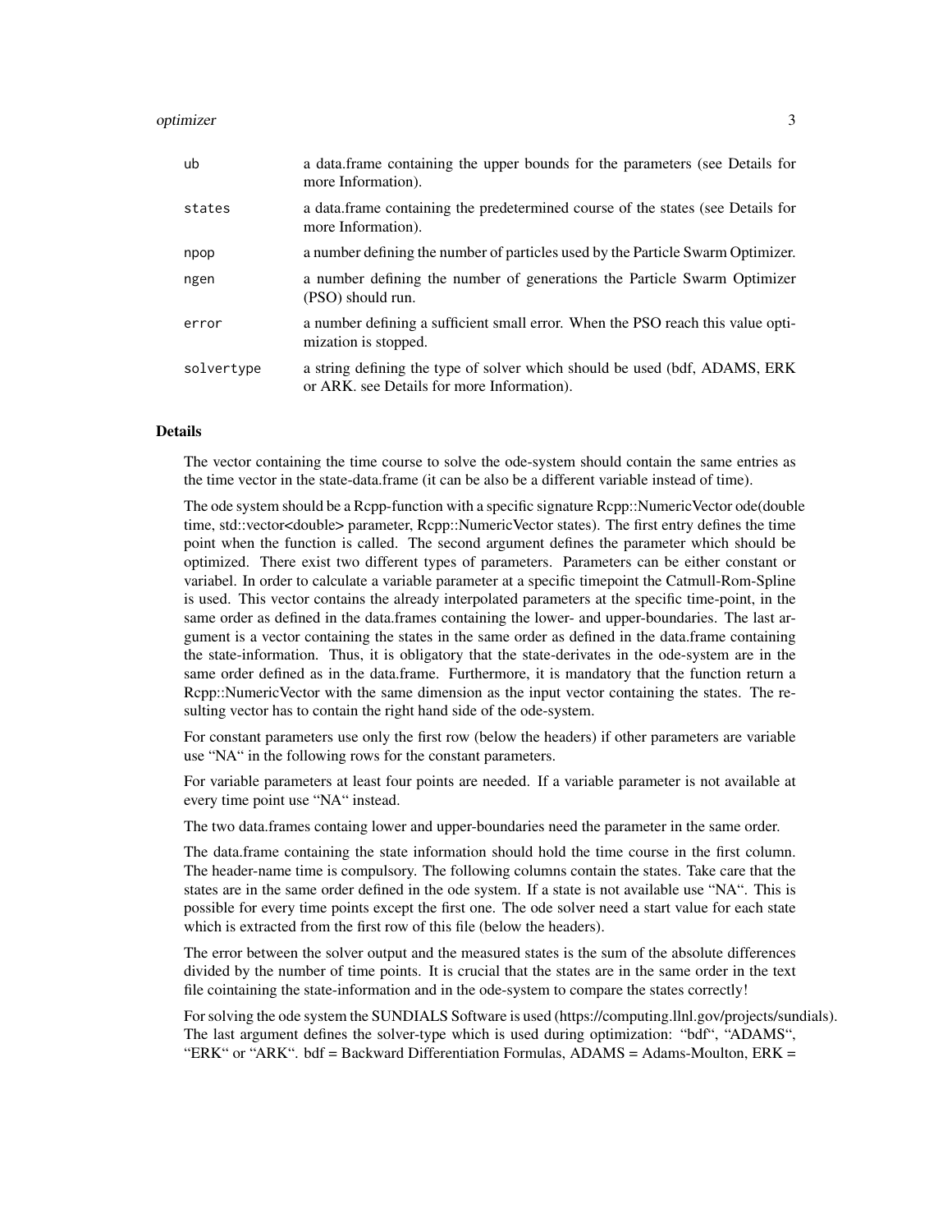| | |
|---|---|
| ub | a data.frame containing the upper bounds for the parameters (see Details for more Information). |
| states | a data.frame containing the predetermined course of the states (see Details for more Information). |
| npop | a number defining the number of particles used by the Particle Swarm Optimizer. |
| ngen | a number defining the number of generations the Particle Swarm Optimizer (PSO) should run. |
| error | a number defining a sufficient small error. When the PSO reach this value optimization is stopped. |
| solvertype | a string defining the type of solver which should be used (bdf, ADAMS, ERK or ARK. see Details for more Information). |

## Details

The vector containing the time course to solve the ode-system should contain the same entries as the time vector in the state-data.frame (it can be also be a different variable instead of time).

The ode system should be a Rcpp-function with a specific signature Rcpp::NumericVector ode(double time, std::vector<double> parameter, Rcpp::NumericVector states). The first entry defines the time point when the function is called. The second argument defines the parameter which should be optimized. There exist two different types of parameters. Parameters can be either constant or variabel. In order to calculate a variable parameter at a specific timepoint the Catmull-Rom-Spline is used. This vector contains the already interpolated parameters at the specific time-point, in the same order as defined in the data.frames containing the lower- and upper-boundaries. The last argument is a vector containing the states in the same order as defined in the data.frame containing the state-information. Thus, it is obligatory that the state-derivates in the ode-system are in the same order defined as in the data.frame. Furthermore, it is mandatory that the function return a Rcpp::NumericVector with the same dimension as the input vector containing the states. The resulting vector has to contain the right hand side of the ode-system.

For constant parameters use only the first row (below the headers) if other parameters are variable use "NA" in the following rows for the constant parameters.

For variable parameters at least four points are needed. If a variable parameter is not available at every time point use "NA" instead.

The two data.frames containg lower and upper-boundaries need the parameter in the same order.

The data.frame containing the state information should hold the time course in the first column. The header-name time is compulsory. The following columns contain the states. Take care that the states are in the same order defined in the ode system. If a state is not available use "NA". This is possible for every time points except the first one. The ode solver need a start value for each state which is extracted from the first row of this file (below the headers).

The error between the solver output and the measured states is the sum of the absolute differences divided by the number of time points. It is crucial that the states are in the same order in the text file cointaining the state-information and in the ode-system to compare the states correctly!

For solving the ode system the SUNDIALS Software is used (https://computing.llnl.gov/projects/sundials). The last argument defines the solver-type which is used during optimization: "bdf", "ADAMS", "ERK" or "ARK". bdf = Backward Differentiation Formulas, ADAMS = Adams-Moulton, ERK =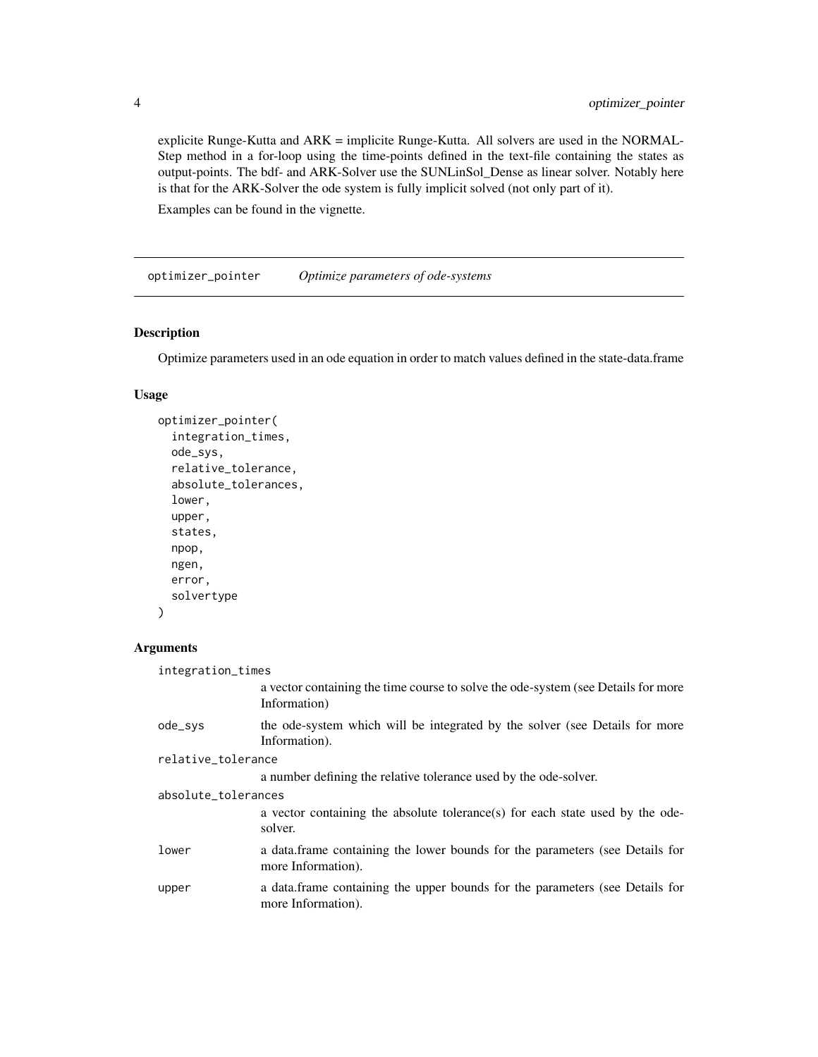explicite Runge-Kutta and ARK = implicite Runge-Kutta. All solvers are used in the NORMAL-Step method in a for-loop using the time-points defined in the text-file containing the states as output-points. The bdf- and ARK-Solver use the SUNLinSol_Dense as linear solver. Notably here is that for the ARK-Solver the ode system is fully implicit solved (not only part of it).

Examples can be found in the vignette.

## optimizer_pointer *Optimize parameters of ode-systems*

### Description

Optimize parameters used in an ode equation in order to match values defined in the state-data.frame

### Usage

```
optimizer_pointer(
  integration_times,
  ode_sys,
  relative_tolerance,
  absolute_tolerances,
  lower,
  upper,
  states,
  npop,
  ngen,
  error,
  solvertype
)
```

### Arguments

| | |
|---|---|
| integration_times | a vector containing the time course to solve the ode-system (see Details for more Information) |
| ode_sys | the ode-system which will be integrated by the solver (see Details for more Information). |
| relative_tolerance | a number defining the relative tolerance used by the ode-solver. |
| absolute_tolerances | a vector containing the absolute tolerance(s) for each state used by the ode-solver. |
| lower | a data.frame containing the lower bounds for the parameters (see Details for more Information). |
| upper | a data.frame containing the upper bounds for the parameters (see Details for more Information). |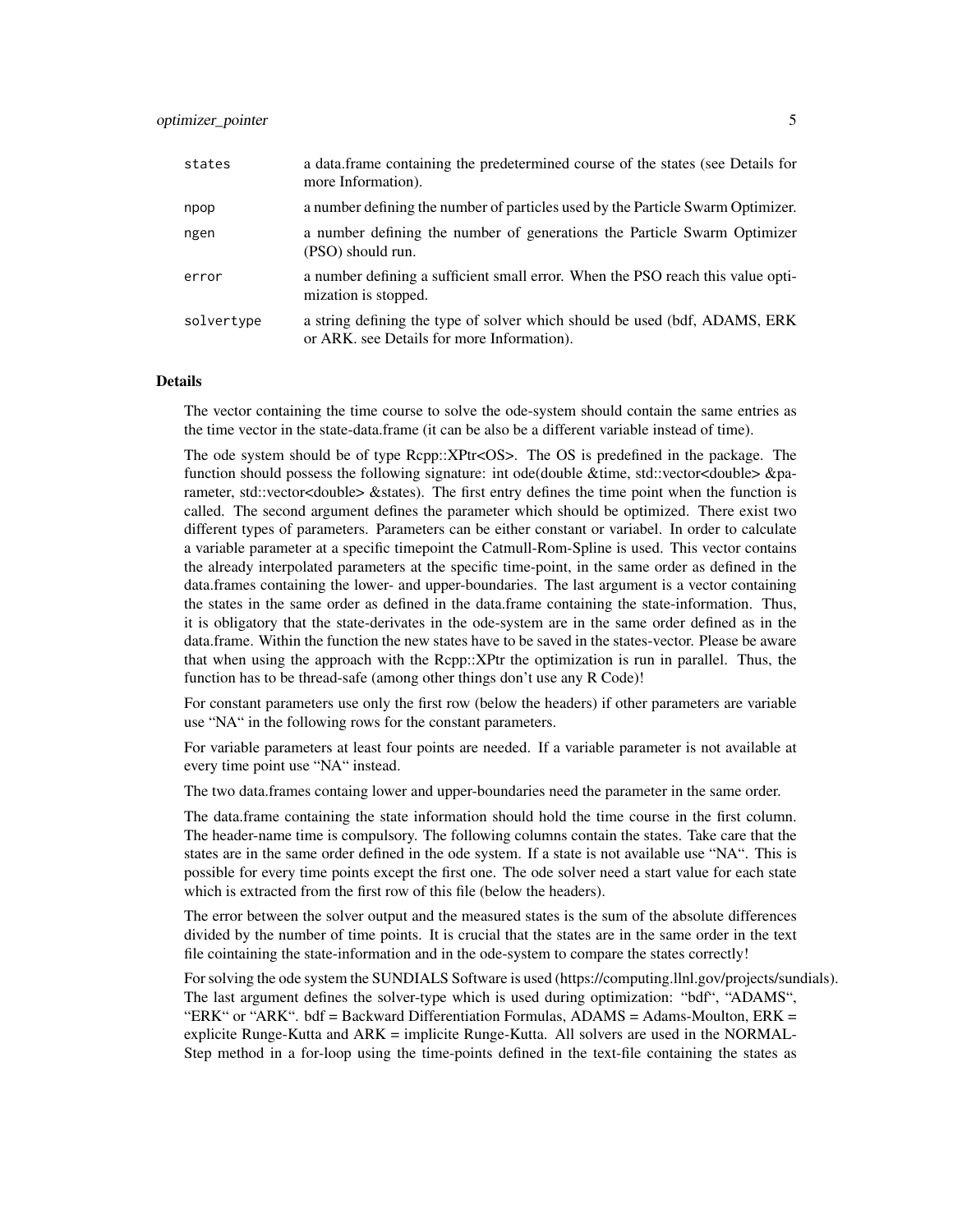| | |
|---|---|
| states | a data.frame containing the predetermined course of the states (see Details for more Information). |
| npop | a number defining the number of particles used by the Particle Swarm Optimizer. |
| ngen | a number defining the number of generations the Particle Swarm Optimizer (PSO) should run. |
| error | a number defining a sufficient small error. When the PSO reach this value optimization is stopped. |
| solvertype | a string defining the type of solver which should be used (bdf, ADAMS, ERK or ARK. see Details for more Information). |

## Details

The vector containing the time course to solve the ode-system should contain the same entries as the time vector in the state-data.frame (it can be also be a different variable instead of time).

The ode system should be of type Rcpp::XPtr<OS>. The OS is predefined in the package. The function should possess the following signature: int ode(double &time, std::vector<double> &parameter, std::vector<double> &states). The first entry defines the time point when the function is called. The second argument defines the parameter which should be optimized. There exist two different types of parameters. Parameters can be either constant or variabel. In order to calculate a variable parameter at a specific timepoint the Catmull-Rom-Spline is used. This vector contains the already interpolated parameters at the specific time-point, in the same order as defined in the data.frames containing the lower- and upper-boundaries. The last argument is a vector containing the states in the same order as defined in the data.frame containing the state-information. Thus, it is obligatory that the state-derivates in the ode-system are in the same order defined as in the data.frame. Within the function the new states have to be saved in the states-vector. Please be aware that when using the approach with the Rcpp::XPtr the optimization is run in parallel. Thus, the function has to be thread-safe (among other things don't use any R Code)!

For constant parameters use only the first row (below the headers) if other parameters are variable use "NA" in the following rows for the constant parameters.

For variable parameters at least four points are needed. If a variable parameter is not available at every time point use "NA" instead.

The two data.frames containg lower and upper-boundaries need the parameter in the same order.

The data.frame containing the state information should hold the time course in the first column. The header-name time is compulsory. The following columns contain the states. Take care that the states are in the same order defined in the ode system. If a state is not available use "NA". This is possible for every time points except the first one. The ode solver need a start value for each state which is extracted from the first row of this file (below the headers).

The error between the solver output and the measured states is the sum of the absolute differences divided by the number of time points. It is crucial that the states are in the same order in the text file cointaining the state-information and in the ode-system to compare the states correctly!

For solving the ode system the SUNDIALS Software is used (https://computing.llnl.gov/projects/sundials). The last argument defines the solver-type which is used during optimization: "bdf", "ADAMS", "ERK" or "ARK". bdf = Backward Differentiation Formulas, ADAMS = Adams-Moulton, ERK = explicite Runge-Kutta and ARK = implicite Runge-Kutta. All solvers are used in the NORMAL-Step method in a for-loop using the time-points defined in the text-file containing the states as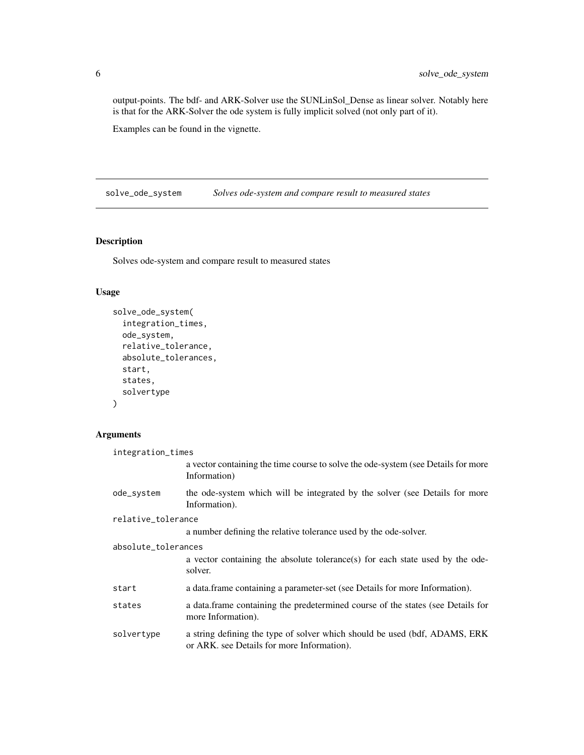output-points. The bdf- and ARK-Solver use the SUNLinSol_Dense as linear solver. Notably here is that for the ARK-Solver the ode system is fully implicit solved (not only part of it).

Examples can be found in the vignette.

---

## solve_ode_system — *Solves ode-system and compare result to measured states*

---

### Description

Solves ode-system and compare result to measured states

### Usage

```
solve_ode_system(
  integration_times,
  ode_system,
  relative_tolerance,
  absolute_tolerances,
  start,
  states,
  solvertype
)
```

### Arguments

| | |
|---|---|
| `integration_times` | a vector containing the time course to solve the ode-system (see Details for more Information) |
| `ode_system` | the ode-system which will be integrated by the solver (see Details for more Information). |
| `relative_tolerance` | a number defining the relative tolerance used by the ode-solver. |
| `absolute_tolerances` | a vector containing the absolute tolerance(s) for each state used by the ode-solver. |
| `start` | a data.frame containing a parameter-set (see Details for more Information). |
| `states` | a data.frame containing the predetermined course of the states (see Details for more Information). |
| `solvertype` | a string defining the type of solver which should be used (bdf, ADAMS, ERK or ARK. see Details for more Information). |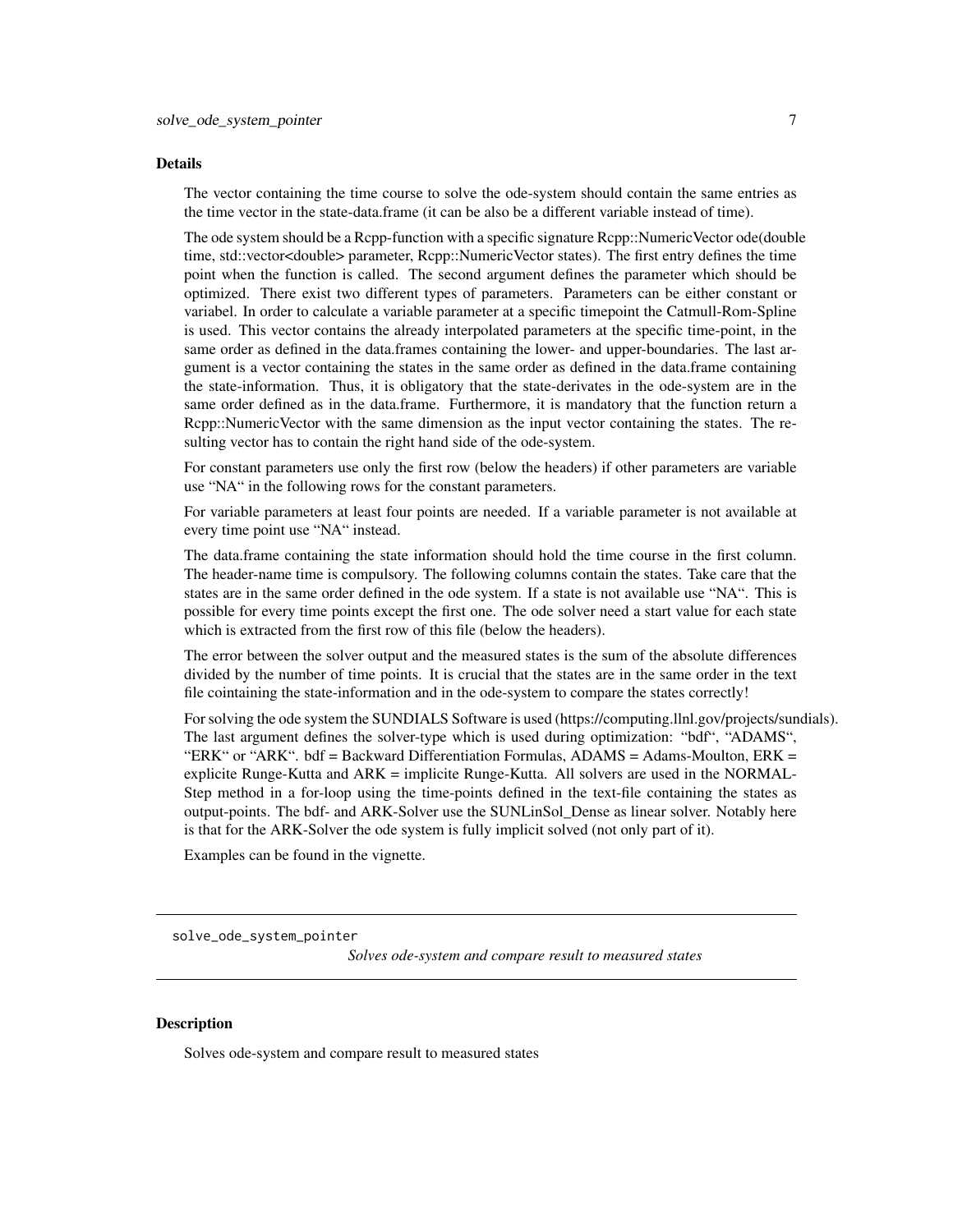### Details

The vector containing the time course to solve the ode-system should contain the same entries as the time vector in the state-data.frame (it can be also be a different variable instead of time).

The ode system should be a Rcpp-function with a specific signature Rcpp::NumericVector ode(double time, std::vector<double> parameter, Rcpp::NumericVector states). The first entry defines the time point when the function is called. The second argument defines the parameter which should be optimized. There exist two different types of parameters. Parameters can be either constant or variabel. In order to calculate a variable parameter at a specific timepoint the Catmull-Rom-Spline is used. This vector contains the already interpolated parameters at the specific time-point, in the same order as defined in the data.frames containing the lower- and upper-boundaries. The last argument is a vector containing the states in the same order as defined in the data.frame containing the state-information. Thus, it is obligatory that the state-derivates in the ode-system are in the same order defined as in the data.frame. Furthermore, it is mandatory that the function return a Rcpp::NumericVector with the same dimension as the input vector containing the states. The resulting vector has to contain the right hand side of the ode-system.

For constant parameters use only the first row (below the headers) if other parameters are variable use "NA" in the following rows for the constant parameters.

For variable parameters at least four points are needed. If a variable parameter is not available at every time point use "NA" instead.

The data.frame containing the state information should hold the time course in the first column. The header-name time is compulsory. The following columns contain the states. Take care that the states are in the same order defined in the ode system. If a state is not available use "NA". This is possible for every time points except the first one. The ode solver need a start value for each state which is extracted from the first row of this file (below the headers).

The error between the solver output and the measured states is the sum of the absolute differences divided by the number of time points. It is crucial that the states are in the same order in the text file cointaining the state-information and in the ode-system to compare the states correctly!

For solving the ode system the SUNDIALS Software is used (https://computing.llnl.gov/projects/sundials). The last argument defines the solver-type which is used during optimization: "bdf", "ADAMS", "ERK" or "ARK". bdf = Backward Differentiation Formulas, ADAMS = Adams-Moulton, ERK = explicite Runge-Kutta and ARK = implicite Runge-Kutta. All solvers are used in the NORMAL-Step method in a for-loop using the time-points defined in the text-file containing the states as output-points. The bdf- and ARK-Solver use the SUNLinSol_Dense as linear solver. Notably here is that for the ARK-Solver the ode system is fully implicit solved (not only part of it).

Examples can be found in the vignette.

---

## solve_ode_system_pointer

*Solves ode-system and compare result to measured states*

### Description

Solves ode-system and compare result to measured states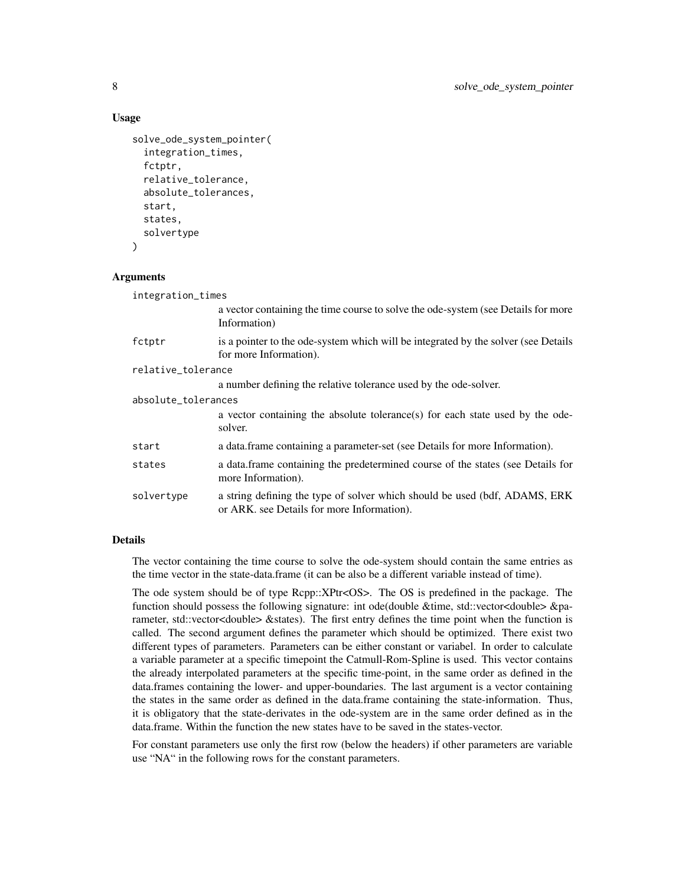## Usage

```
solve_ode_system_pointer(
  integration_times,
  fctptr,
  relative_tolerance,
  absolute_tolerances,
  start,
  states,
  solvertype
)
```

## Arguments

`integration_times`
: a vector containing the time course to solve the ode-system (see Details for more Information)

`fctptr`
: is a pointer to the ode-system which will be integrated by the solver (see Details for more Information).

`relative_tolerance`
: a number defining the relative tolerance used by the ode-solver.

`absolute_tolerances`
: a vector containing the absolute tolerance(s) for each state used by the ode-solver.

`start`
: a data.frame containing a parameter-set (see Details for more Information).

`states`
: a data.frame containing the predetermined course of the states (see Details for more Information).

`solvertype`
: a string defining the type of solver which should be used (bdf, ADAMS, ERK or ARK. see Details for more Information).

## Details

The vector containing the time course to solve the ode-system should contain the same entries as the time vector in the state-data.frame (it can be also be a different variable instead of time).

The ode system should be of type Rcpp::XPtr<OS>. The OS is predefined in the package. The function should possess the following signature: int ode(double &time, std::vector<double> &parameter, std::vector<double> &states). The first entry defines the time point when the function is called. The second argument defines the parameter which should be optimized. There exist two different types of parameters. Parameters can be either constant or variabel. In order to calculate a variable parameter at a specific timepoint the Catmull-Rom-Spline is used. This vector contains the already interpolated parameters at the specific time-point, in the same order as defined in the data.frames containing the lower- and upper-boundaries. The last argument is a vector containing the states in the same order as defined in the data.frame containing the state-information. Thus, it is obligatory that the state-derivates in the ode-system are in the same order defined as in the data.frame. Within the function the new states have to be saved in the states-vector.

For constant parameters use only the first row (below the headers) if other parameters are variable use "NA" in the following rows for the constant parameters.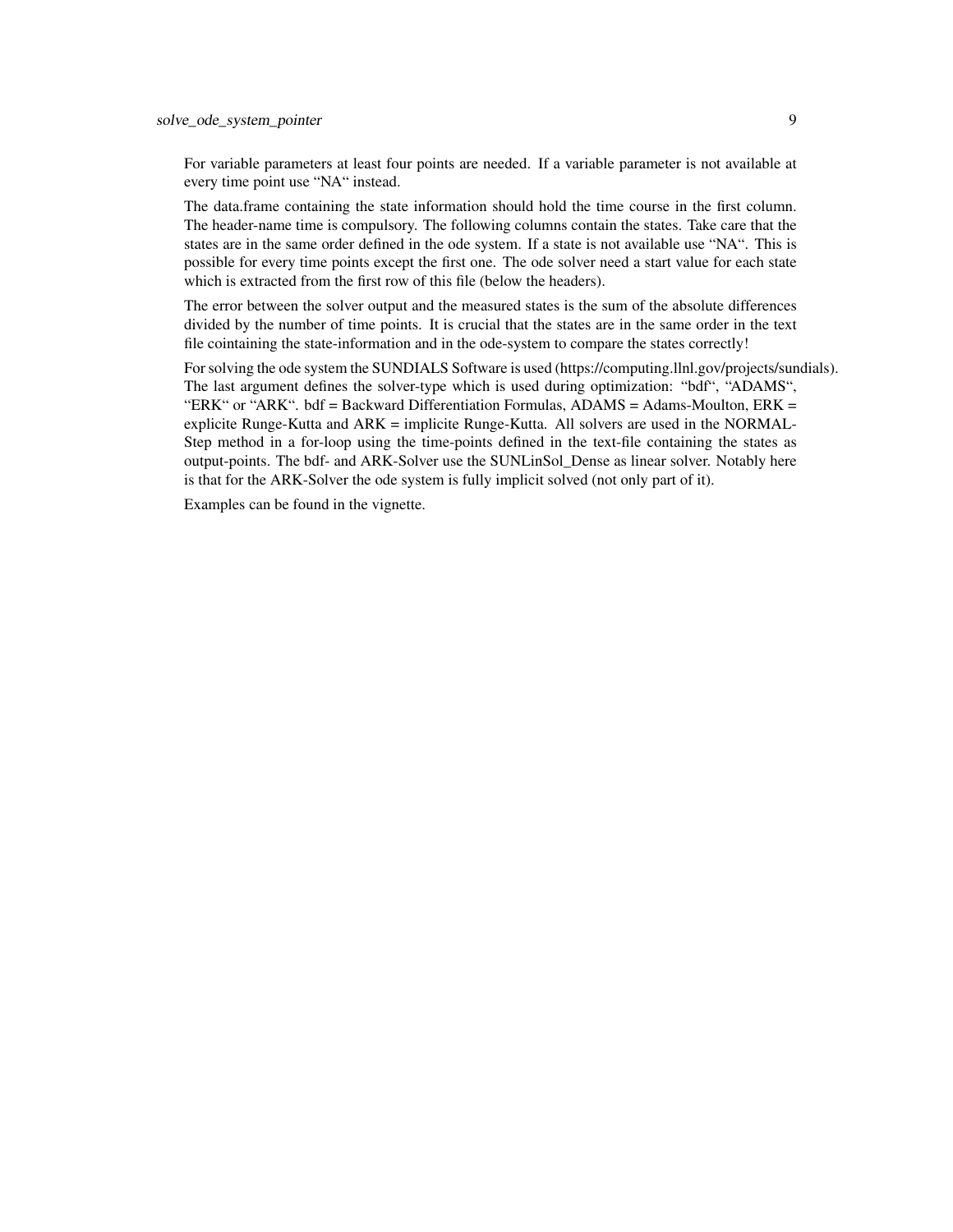For variable parameters at least four points are needed. If a variable parameter is not available at every time point use “NA“ instead.

The data.frame containing the state information should hold the time course in the first column. The header-name time is compulsory. The following columns contain the states. Take care that the states are in the same order defined in the ode system. If a state is not available use “NA“. This is possible for every time points except the first one. The ode solver need a start value for each state which is extracted from the first row of this file (below the headers).

The error between the solver output and the measured states is the sum of the absolute differences divided by the number of time points. It is crucial that the states are in the same order in the text file cointaining the state-information and in the ode-system to compare the states correctly!

For solving the ode system the SUNDIALS Software is used (https://computing.llnl.gov/projects/sundials). The last argument defines the solver-type which is used during optimization: “bdf“, “ADAMS“, “ERK“ or “ARK“. bdf = Backward Differentiation Formulas, ADAMS = Adams-Moulton, ERK = explicite Runge-Kutta and ARK = implicite Runge-Kutta. All solvers are used in the NORMAL-Step method in a for-loop using the time-points defined in the text-file containing the states as output-points. The bdf- and ARK-Solver use the SUNLinSol_Dense as linear solver. Notably here is that for the ARK-Solver the ode system is fully implicit solved (not only part of it).

Examples can be found in the vignette.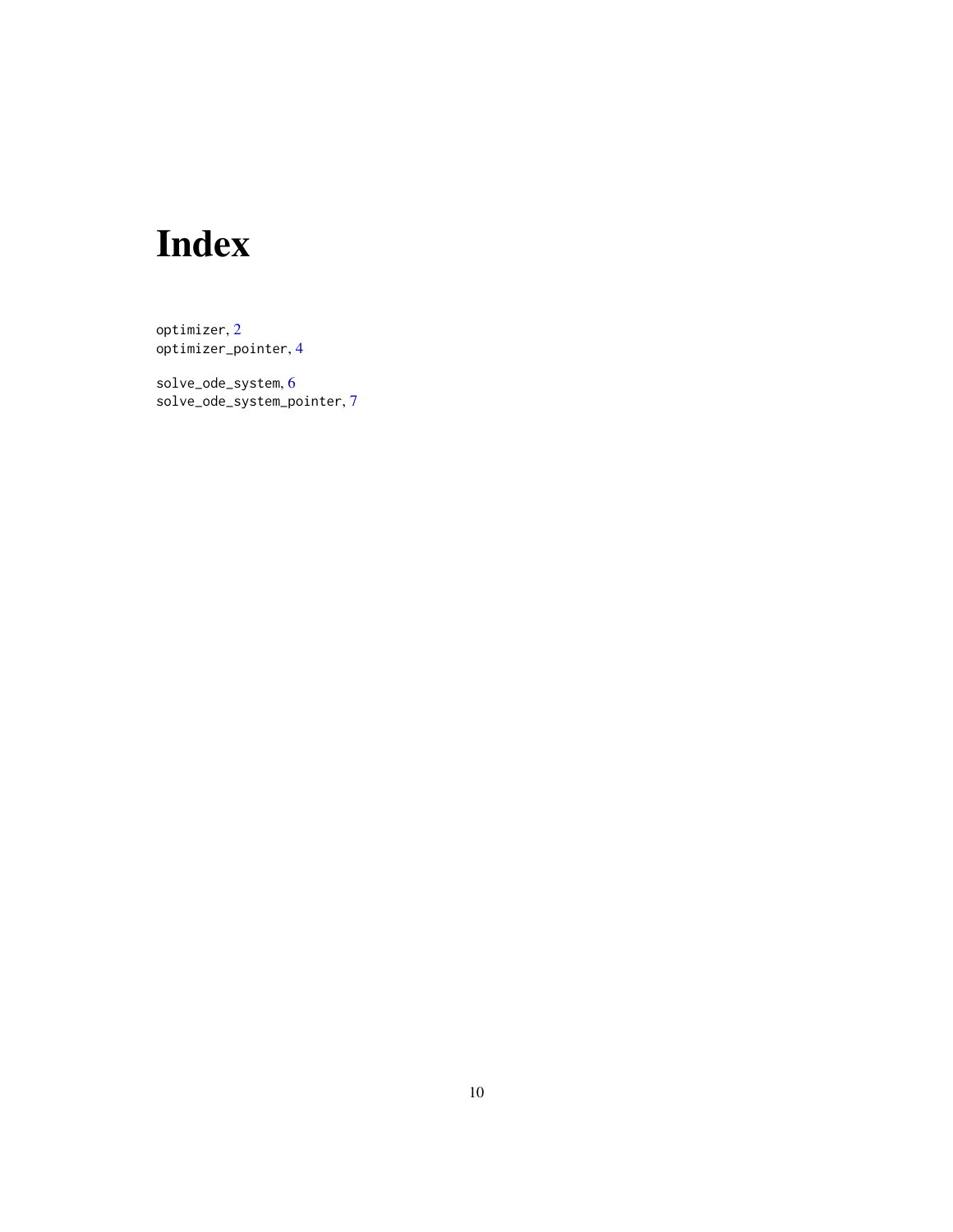# Index

optimizer, 2
optimizer_pointer, 4

solve_ode_system, 6
solve_ode_system_pointer, 7